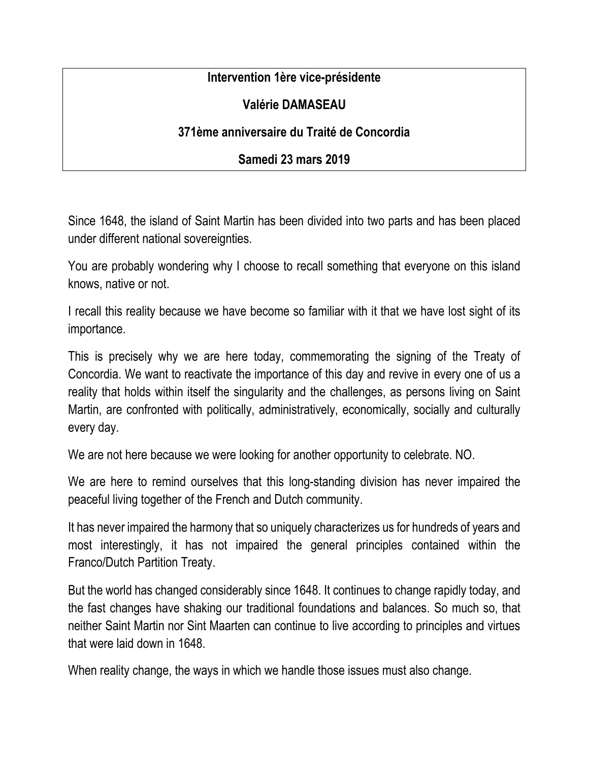**Intervention 1ère vice-présidente**

**Valérie DAMASEAU**

**371ème anniversaire du Traité de Concordia**

**Samedi 23 mars 2019**

Since 1648, the island of Saint Martin has been divided into two parts and has been placed under different national sovereignties.

You are probably wondering why I choose to recall something that everyone on this island knows, native or not.

I recall this reality because we have become so familiar with it that we have lost sight of its importance.

This is precisely why we are here today, commemorating the signing of the Treaty of Concordia. We want to reactivate the importance of this day and revive in every one of us a reality that holds within itself the singularity and the challenges, as persons living on Saint Martin, are confronted with politically, administratively, economically, socially and culturally every day.

We are not here because we were looking for another opportunity to celebrate. NO.

We are here to remind ourselves that this long-standing division has never impaired the peaceful living together of the French and Dutch community.

It has never impaired the harmony that so uniquely characterizes us for hundreds of years and most interestingly, it has not impaired the general principles contained within the Franco/Dutch Partition Treaty.

But the world has changed considerably since 1648. It continues to change rapidly today, and the fast changes have shaking our traditional foundations and balances. So much so, that neither Saint Martin nor Sint Maarten can continue to live according to principles and virtues that were laid down in 1648.

When reality change, the ways in which we handle those issues must also change.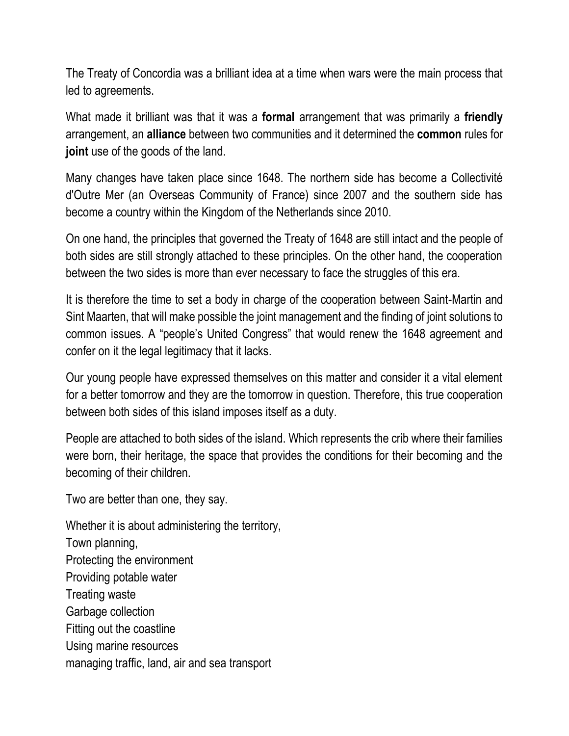The Treaty of Concordia was a brilliant idea at a time when wars were the main process that led to agreements.

What made it brilliant was that it was a **formal** arrangement that was primarily a **friendly** arrangement, an **alliance** between two communities and it determined the **common** rules for **joint** use of the goods of the land.

Many changes have taken place since 1648. The northern side has become a Collectivité d'Outre Mer (an Overseas Community of France) since 2007 and the southern side has become a country within the Kingdom of the Netherlands since 2010.

On one hand, the principles that governed the Treaty of 1648 are still intact and the people of both sides are still strongly attached to these principles. On the other hand, the cooperation between the two sides is more than ever necessary to face the struggles of this era.

It is therefore the time to set a body in charge of the cooperation between Saint-Martin and Sint Maarten, that will make possible the joint management and the finding of joint solutions to common issues. A "people's United Congress" that would renew the 1648 agreement and confer on it the legal legitimacy that it lacks.

Our young people have expressed themselves on this matter and consider it a vital element for a better tomorrow and they are the tomorrow in question. Therefore, this true cooperation between both sides of this island imposes itself as a duty.

People are attached to both sides of the island. Which represents the crib where their families were born, their heritage, the space that provides the conditions for their becoming and the becoming of their children.

Two are better than one, they say.

Whether it is about administering the territory,  
Town planning,  
Protecting the environment  
Providing potable water  
Treating waste  
Garbage collection  
Fitting out the coastline  
Using marine resources  
managing traffic, land, air and sea transport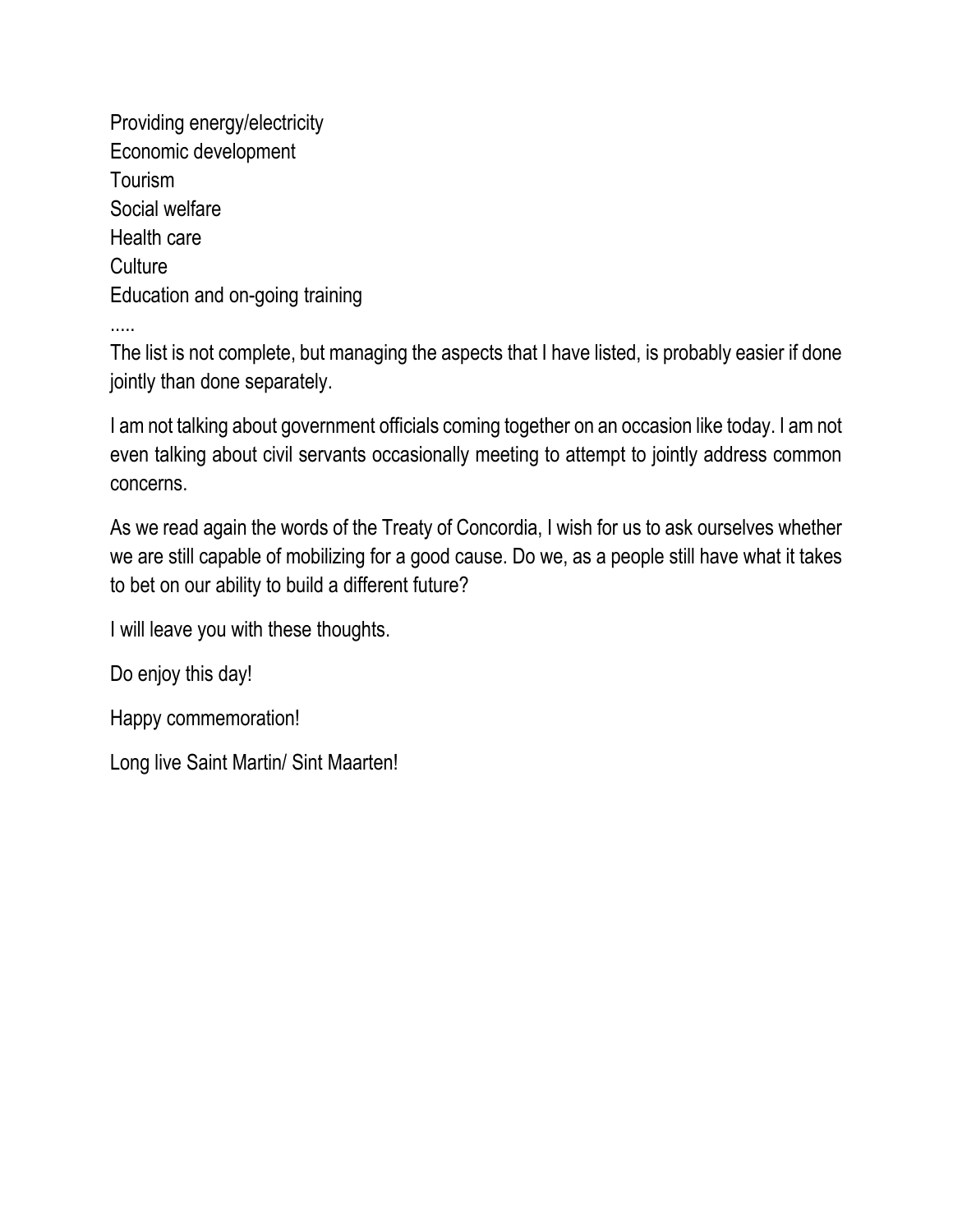Providing energy/electricity
Economic development
Tourism
Social welfare
Health care
Culture
Education and on-going training
.....
The list is not complete, but managing the aspects that I have listed, is probably easier if done jointly than done separately.

I am not talking about government officials coming together on an occasion like today. I am not even talking about civil servants occasionally meeting to attempt to jointly address common concerns.

As we read again the words of the Treaty of Concordia, I wish for us to ask ourselves whether we are still capable of mobilizing for a good cause. Do we, as a people still have what it takes to bet on our ability to build a different future?

I will leave you with these thoughts.

Do enjoy this day!

Happy commemoration!

Long live Saint Martin/ Sint Maarten!